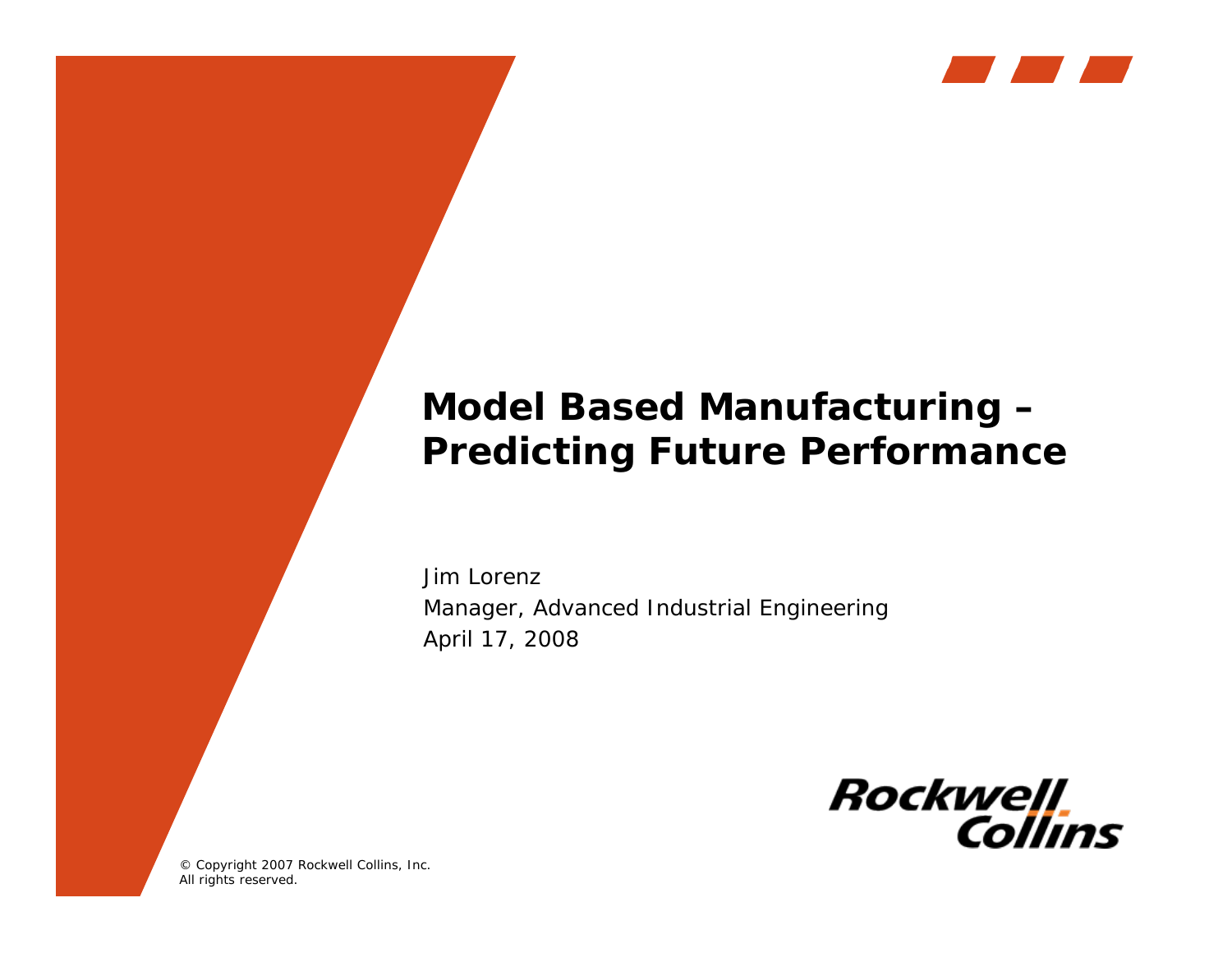# Model Based Manufacturing – Predicting Future Performance

Jim Lorenz

Manager, Advanced Industrial Engineering

April 17, 2008

Rockwell Collins

© Copyright 2007 Rockwell Collins, Inc.
All rights reserved.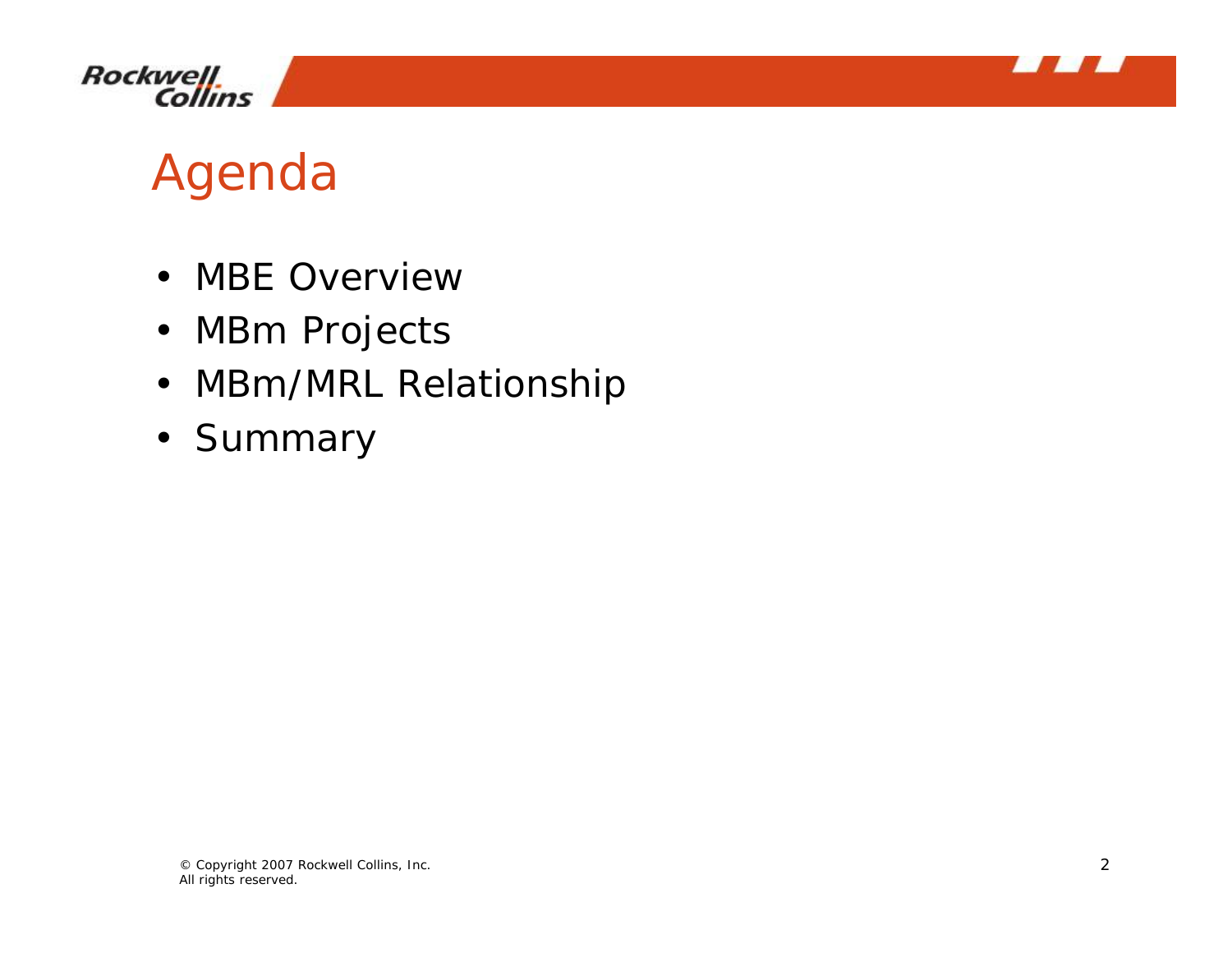# Agenda

- MBE Overview
- MBm Projects
- MBm/MRL Relationship
- Summary

© Copyright 2007 Rockwell Collins, Inc.
All rights reserved.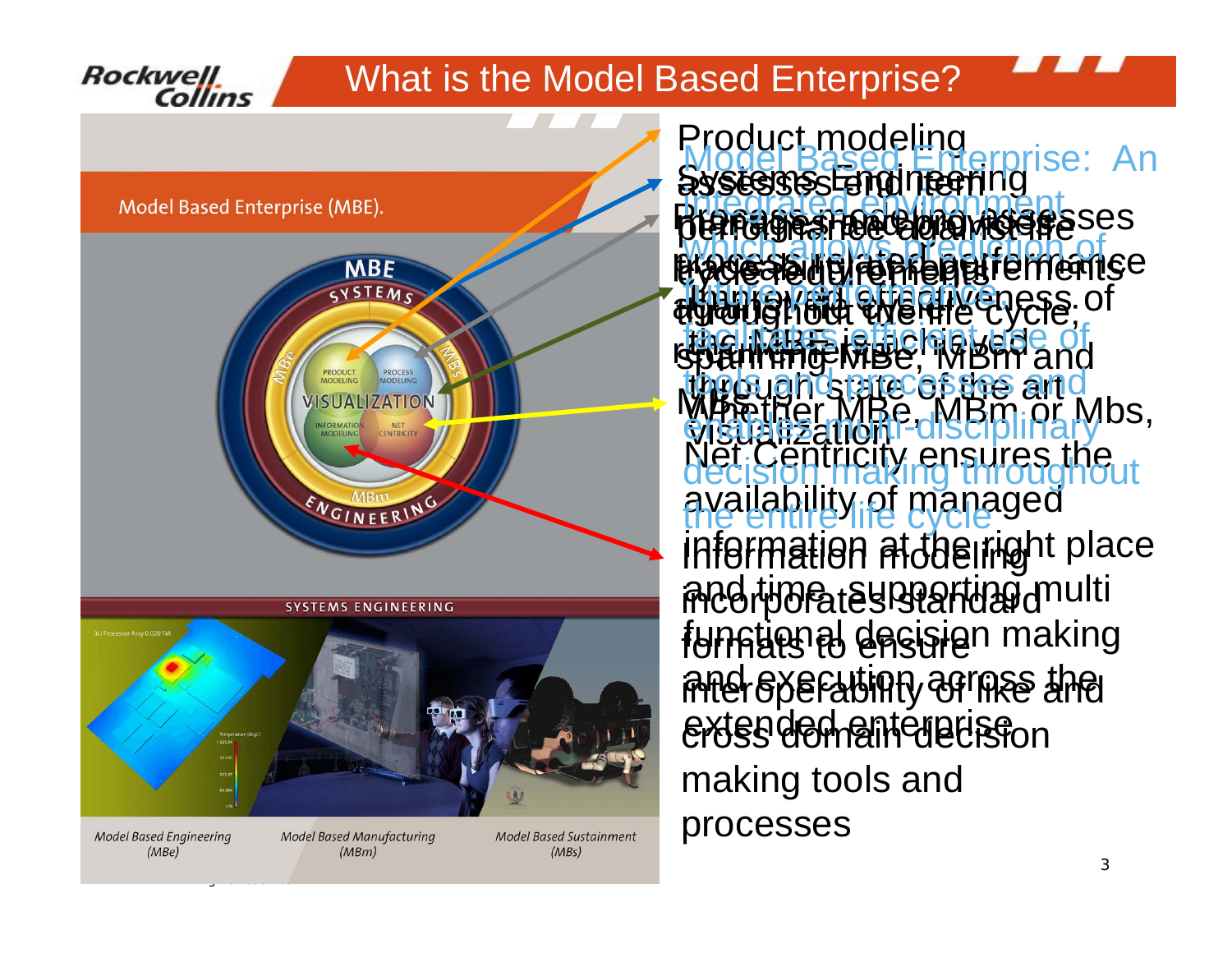# What is the Model Based Enterprise?

Model Based Enterprise (MBE).

MBE SYSTEMS · MBe · MBs · PRODUCT MODELING · PROCESS MODELING · VISUALIZATION · INFORMATION MODELING · NET CENTRICITY · MBm · ENGINEERING

SYSTEMS ENGINEERING

*Model Based Engineering (MBe)* · *Model Based Manufacturing (MBm)* · *Model Based Sustainment (MBs)*

Model Based Enterprise: An integrated environment which allows prediction of future performance, facilitates efficient use of tools and processes and enables multi-disciplinary decision making throughout the entire life cycle

Product modeling assesses end item performance against life cycle requirements

Systems Engineering manages and provides traceability of requirements throughout the life cycle, spanning MBe, MBm and MBs

Process modeling assesses process related performance and effectiveness of

Whether MBe, MBm or Mbs, through state of the art Visualization

Net Centricity ensures the availability of managed information at the right place and time, supporting multi functional decision making and execution across the extended enterprise

Information modeling incorporates standard formats to ensure interoperability of like and cross domain decision making tools and processes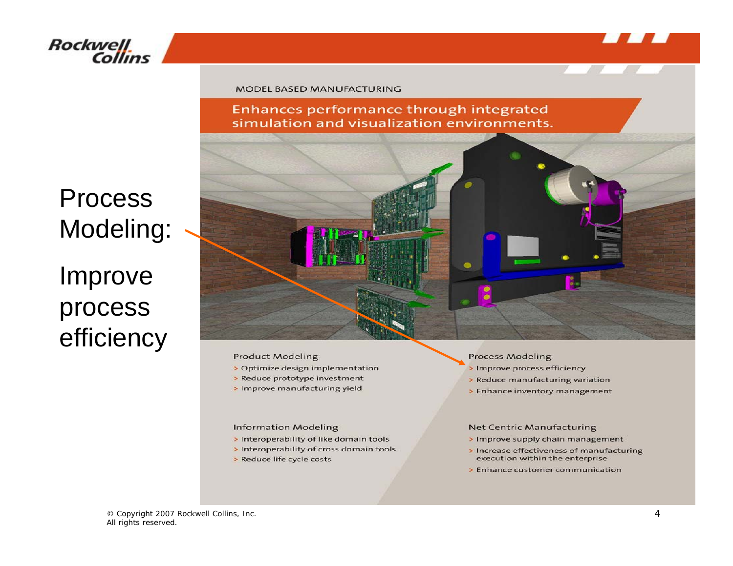Process Modeling:

Improve process efficiency

MODEL BASED MANUFACTURING

## Enhances performance through integrated simulation and visualization environments.

### Product Modeling

- Optimize design implementation
- Reduce prototype investment
- Improve manufacturing yield

### Process Modeling

- Improve process efficiency
- Reduce manufacturing variation
- Enhance inventory management

### Information Modeling

- Interoperability of like domain tools
- Interoperability of cross domain tools
- Reduce life cycle costs

### Net Centric Manufacturing

- Improve supply chain management
- Increase effectiveness of manufacturing execution within the enterprise
- Enhance customer communication

© Copyright 2007 Rockwell Collins, Inc.
All rights reserved.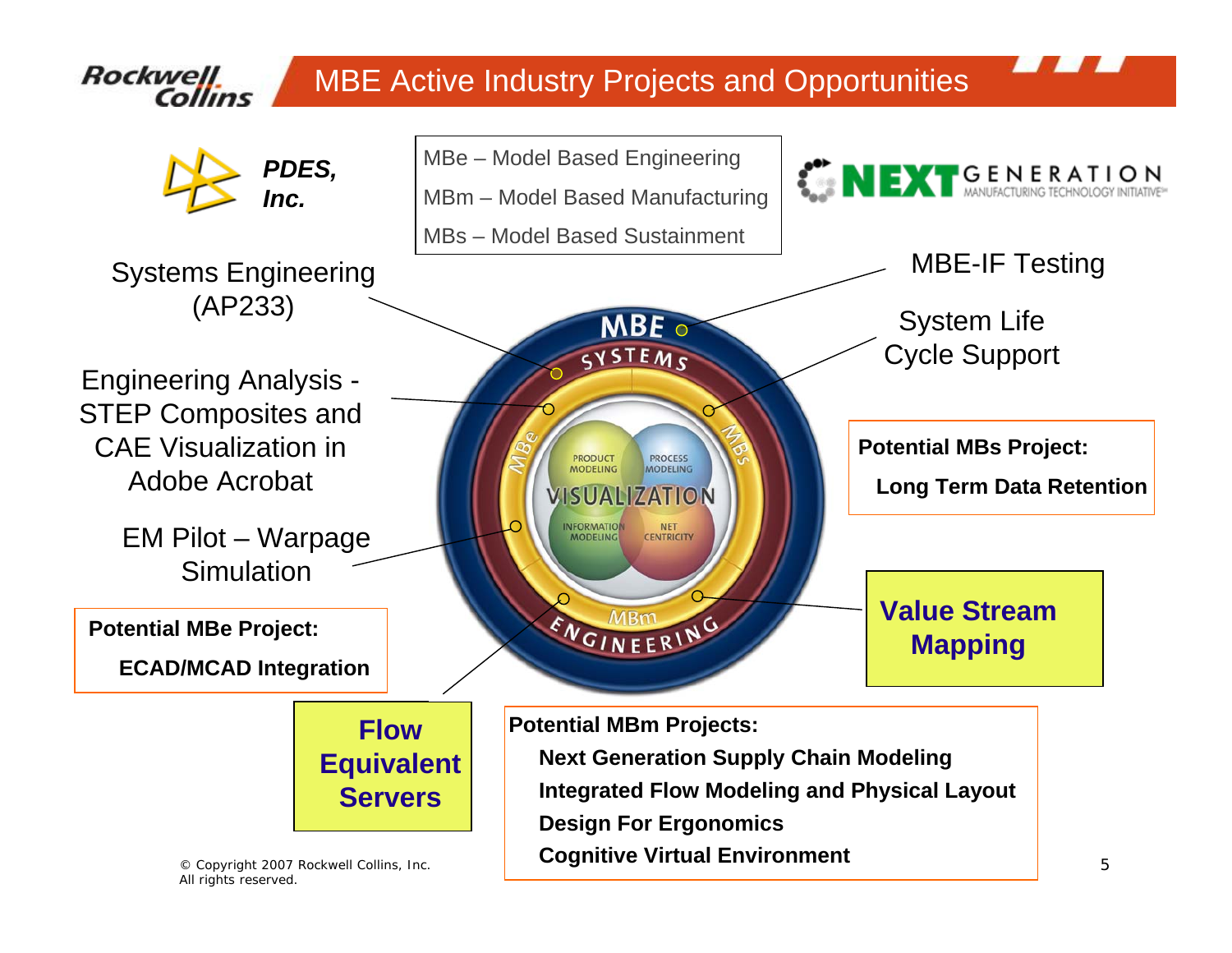# MBE Active Industry Projects and Opportunities

*PDES, Inc.*

MBe – Model Based Engineering
MBm – Model Based Manufacturing
MBs – Model Based Sustainment

NEXT GENERATION MANUFACTURING TECHNOLOGY INITIATIVE

Systems Engineering (AP233)

Engineering Analysis - STEP Composites and CAE Visualization in Adobe Acrobat

EM Pilot – Warpage Simulation

MBE-IF Testing

System Life Cycle Support

MBE SYSTEMS ENGINEERING

MBe MBs MBm

PRODUCT MODELING, PROCESS MODELING, VISUALIZATION, INFORMATION MODELING, NET CENTRICITY

**Potential MBs Project:**
**Long Term Data Retention**

**Value Stream Mapping**

**Potential MBe Project:**
**ECAD/MCAD Integration**

**Flow Equivalent Servers**

**Potential MBm Projects:**
- **Next Generation Supply Chain Modeling**
- **Integrated Flow Modeling and Physical Layout**
- **Design For Ergonomics**
- **Cognitive Virtual Environment**

© Copyright 2007 Rockwell Collins, Inc.
All rights reserved.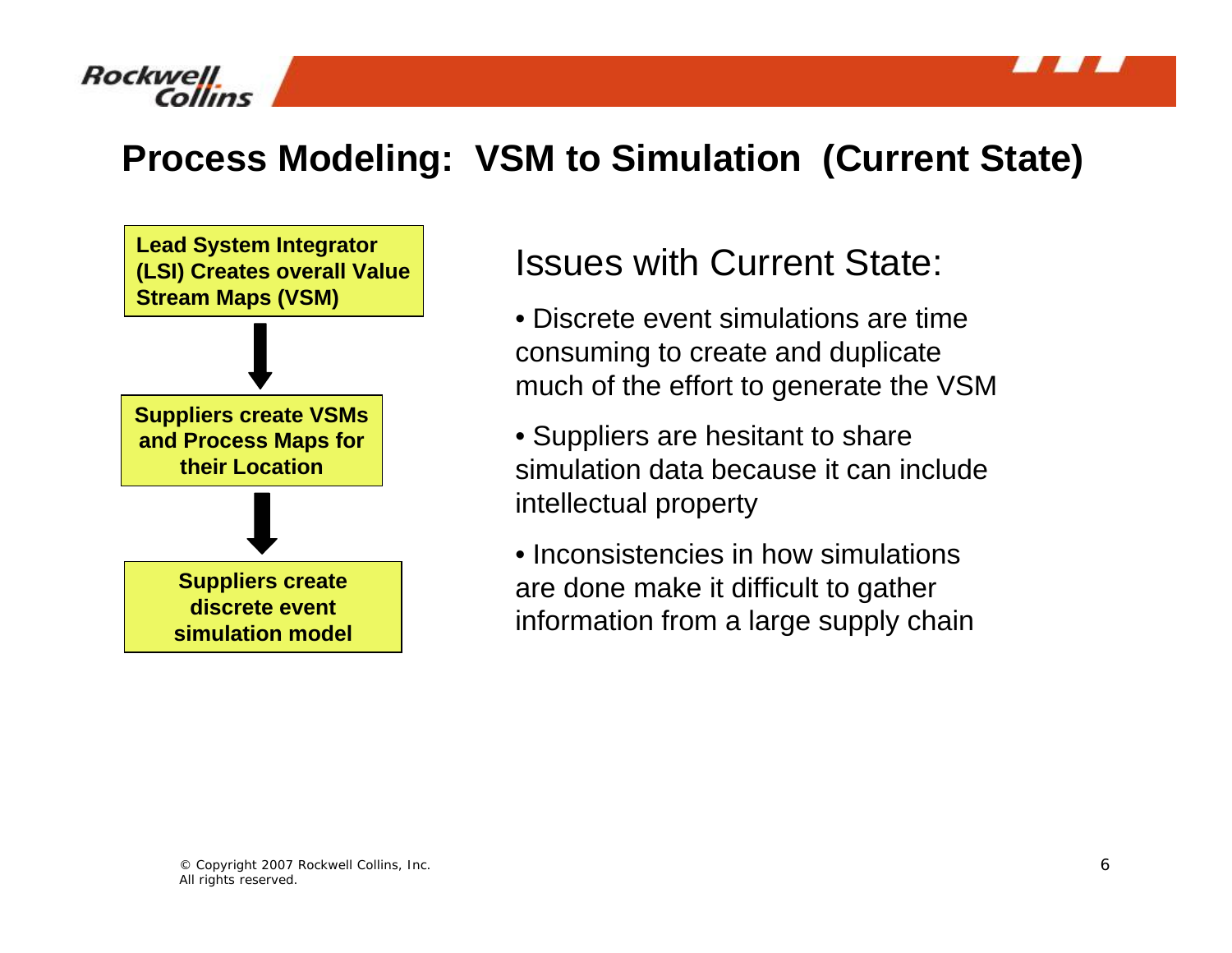# Process Modeling: VSM to Simulation (Current State)

**Lead System Integrator (LSI) Creates overall Value Stream Maps (VSM)**

↓

**Suppliers create VSMs and Process Maps for their Location**

↓

**Suppliers create discrete event simulation model**

## Issues with Current State:

- Discrete event simulations are time consuming to create and duplicate much of the effort to generate the VSM
- Suppliers are hesitant to share simulation data because it can include intellectual property
- Inconsistencies in how simulations are done make it difficult to gather information from a large supply chain

© Copyright 2007 Rockwell Collins, Inc.
All rights reserved.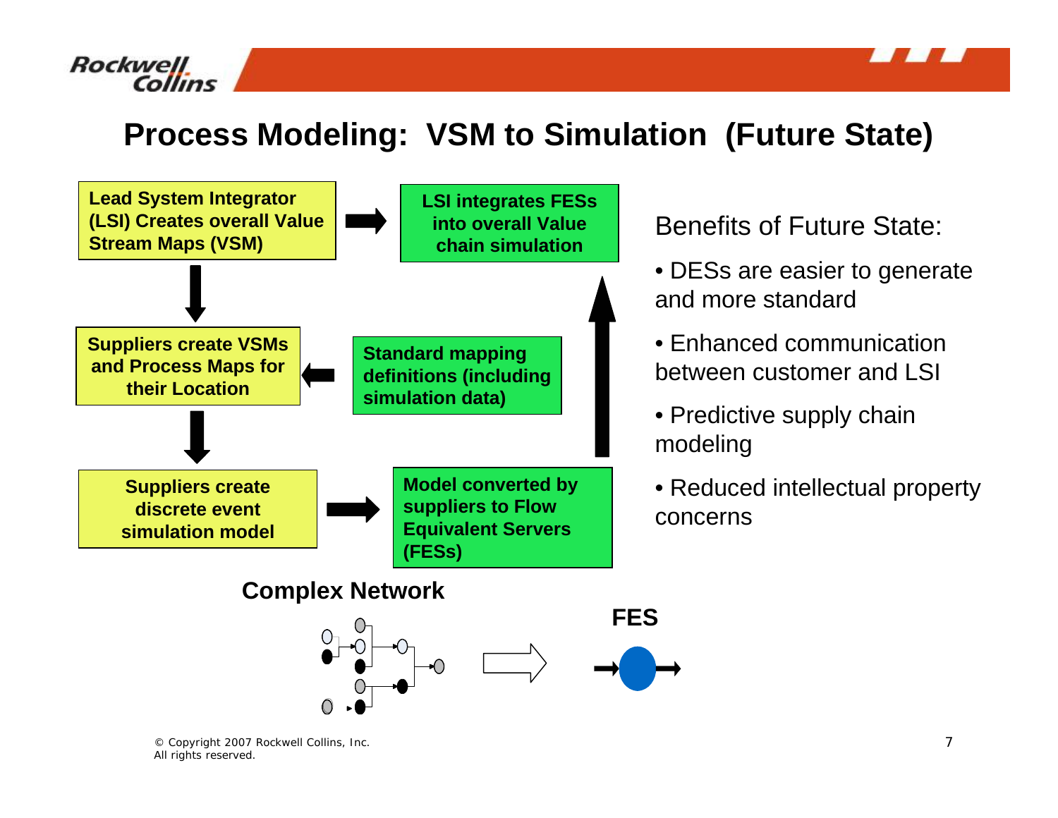# Process Modeling: VSM to Simulation (Future State)

**Lead System Integrator (LSI) Creates overall Value Stream Maps (VSM)**

**LSI integrates FESs into overall Value chain simulation**

**Suppliers create VSMs and Process Maps for their Location**

**Standard mapping definitions (including simulation data)**

**Suppliers create discrete event simulation model**

**Model converted by suppliers to Flow Equivalent Servers (FESs)**

**Complex Network**

**FES**

Benefits of Future State:

- DESs are easier to generate and more standard
- Enhanced communication between customer and LSI
- Predictive supply chain modeling
- Reduced intellectual property concerns

© Copyright 2007 Rockwell Collins, Inc.
All rights reserved.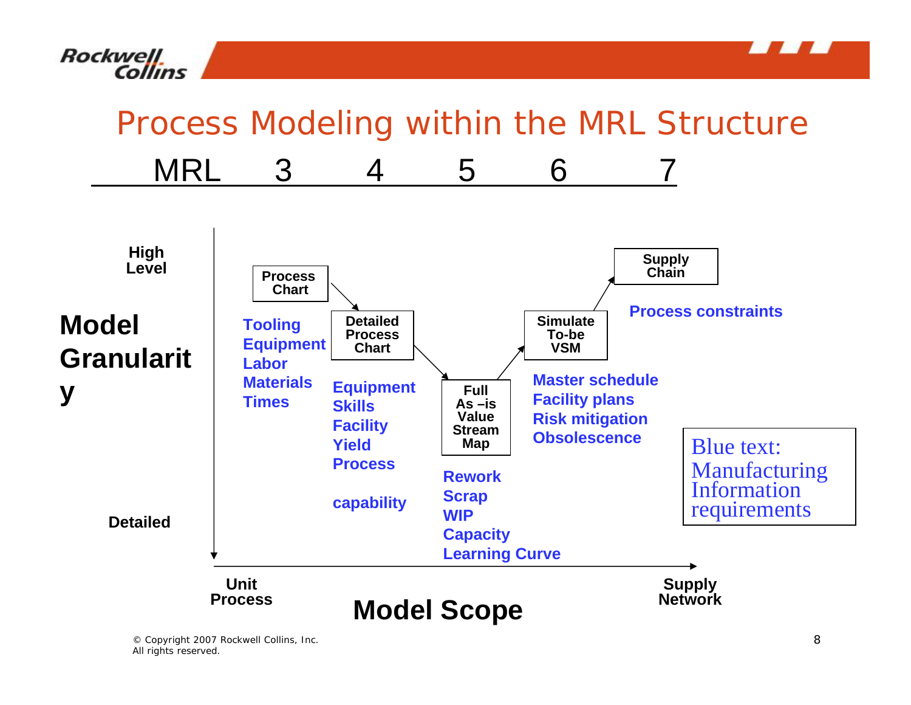# Process Modeling within the MRL Structure

MRL 3 4 5 6 7

**Model Granularity**

**High Level**

**Detailed**

**Process Chart**

**Tooling**
**Equipment**
**Labor**
**Materials**
**Times**

**Detailed Process Chart**

**Equipment**
**Skills**
**Facility**
**Yield**
**Process**

**capability**

**Full As –is Value Stream Map**

**Rework**
**Scrap**
**WIP**
**Capacity**
**Learning Curve**

**Simulate To-be VSM**

**Master schedule**
**Facility plans**
**Risk mitigation**
**Obsolescence**

**Supply Chain**

**Process constraints**

Blue text: Manufacturing Information requirements

**Unit Process**

**Model Scope**

**Supply Network**

© Copyright 2007 Rockwell Collins, Inc.
All rights reserved.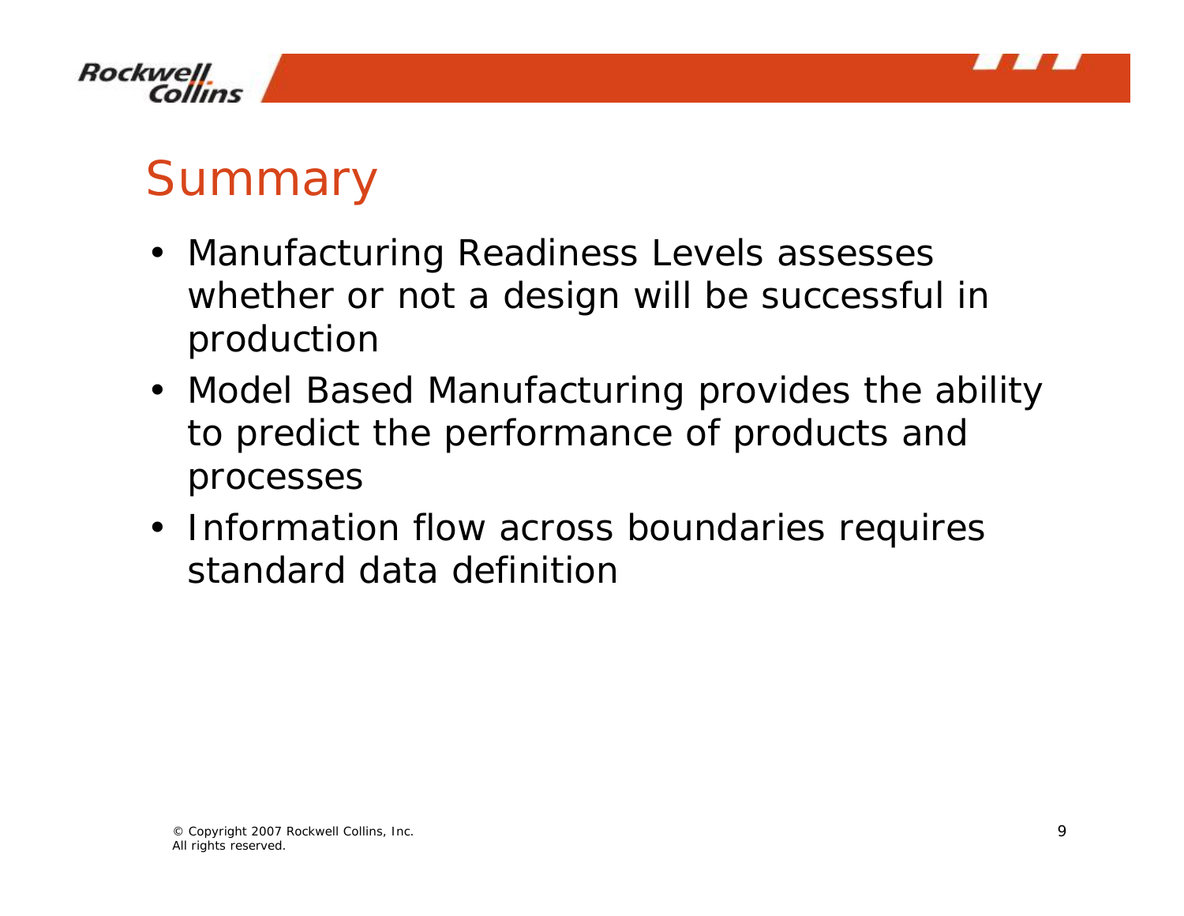# Summary

- Manufacturing Readiness Levels assesses whether or not a design will be successful in production
- Model Based Manufacturing provides the ability to predict the performance of products and processes
- Information flow across boundaries requires standard data definition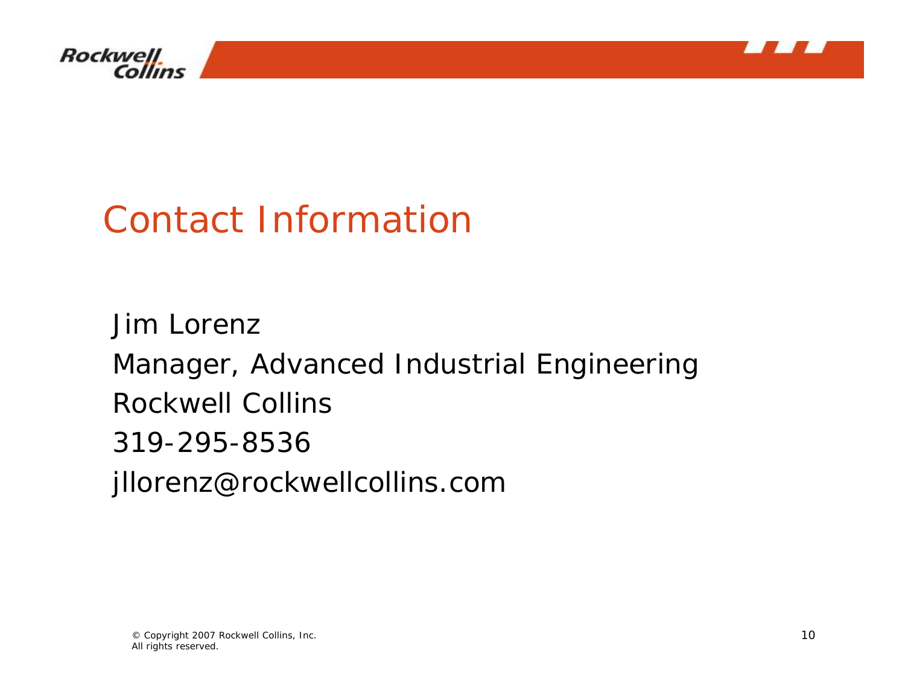# Contact Information

Jim Lorenz

Manager, Advanced Industrial Engineering

Rockwell Collins

319-295-8536

jllorenz@rockwellcollins.com

© Copyright 2007 Rockwell Collins, Inc.
All rights reserved.